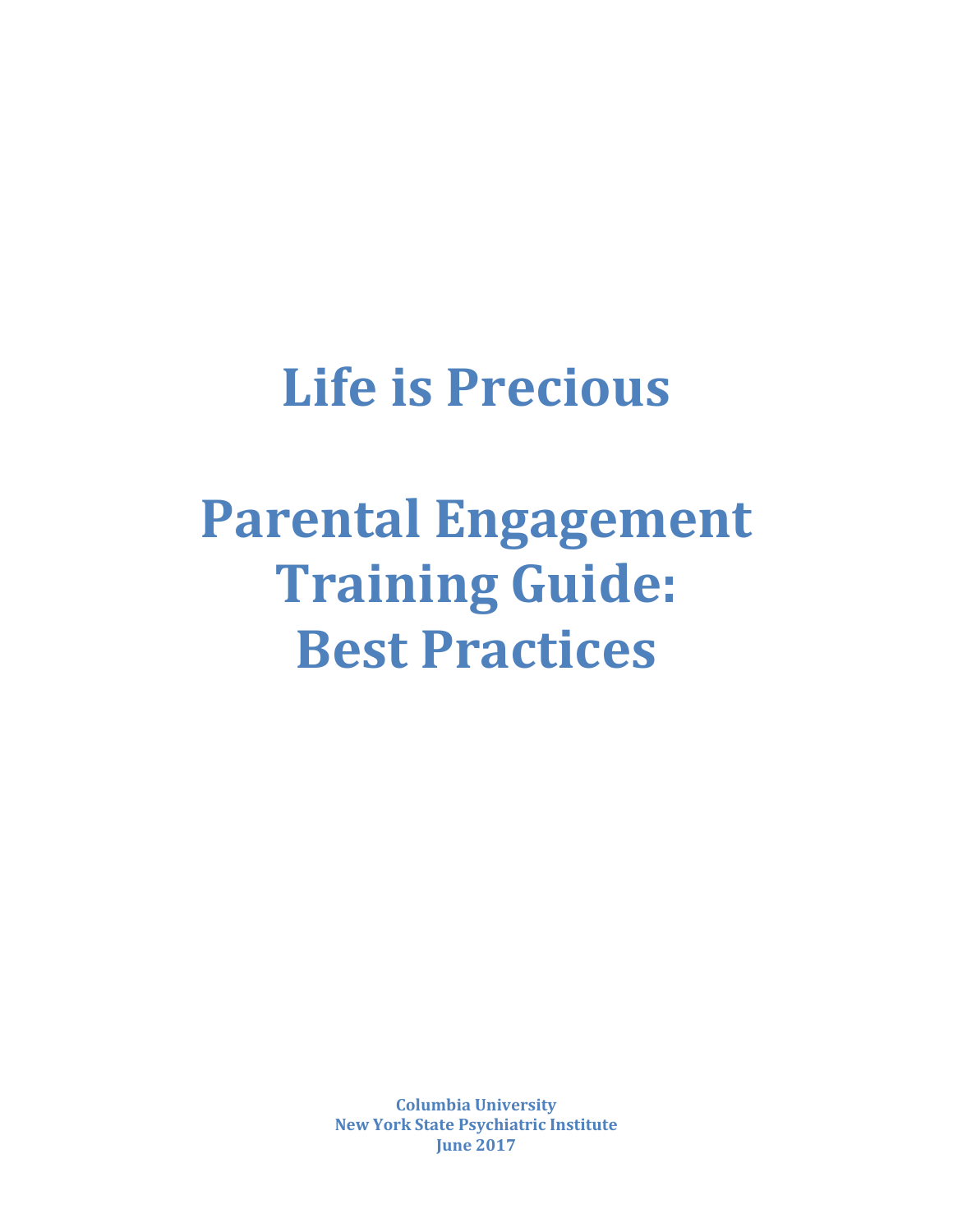# Life is Precious

# Parental Engagement Training Guide: Best Practices

**Columbia University**
**New York State Psychiatric Institute**
**June 2017**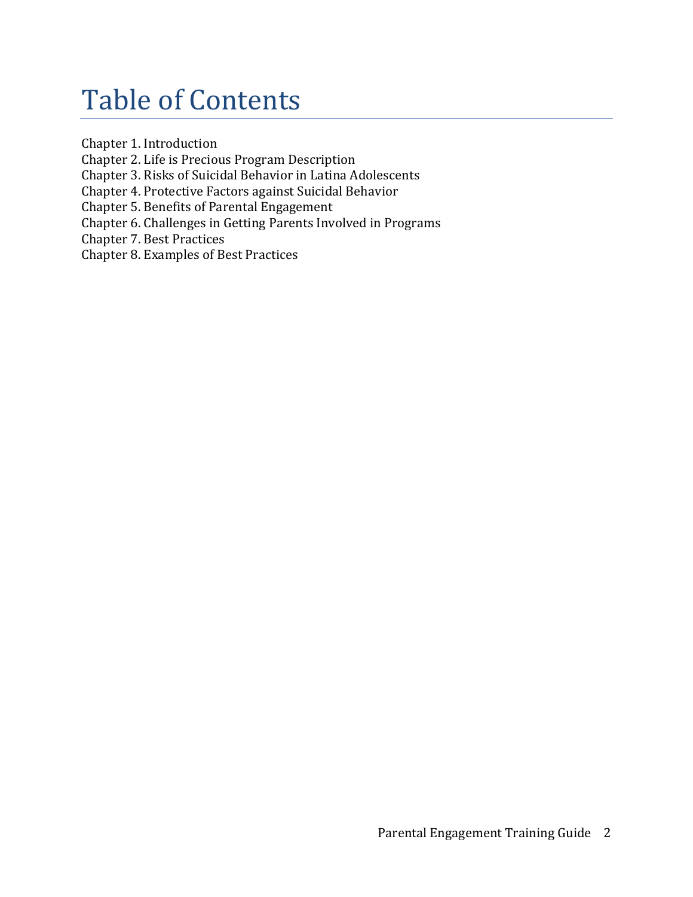# Table of Contents

Chapter 1. Introduction
Chapter 2. Life is Precious Program Description
Chapter 3. Risks of Suicidal Behavior in Latina Adolescents
Chapter 4. Protective Factors against Suicidal Behavior
Chapter 5. Benefits of Parental Engagement
Chapter 6. Challenges in Getting Parents Involved in Programs
Chapter 7. Best Practices
Chapter 8. Examples of Best Practices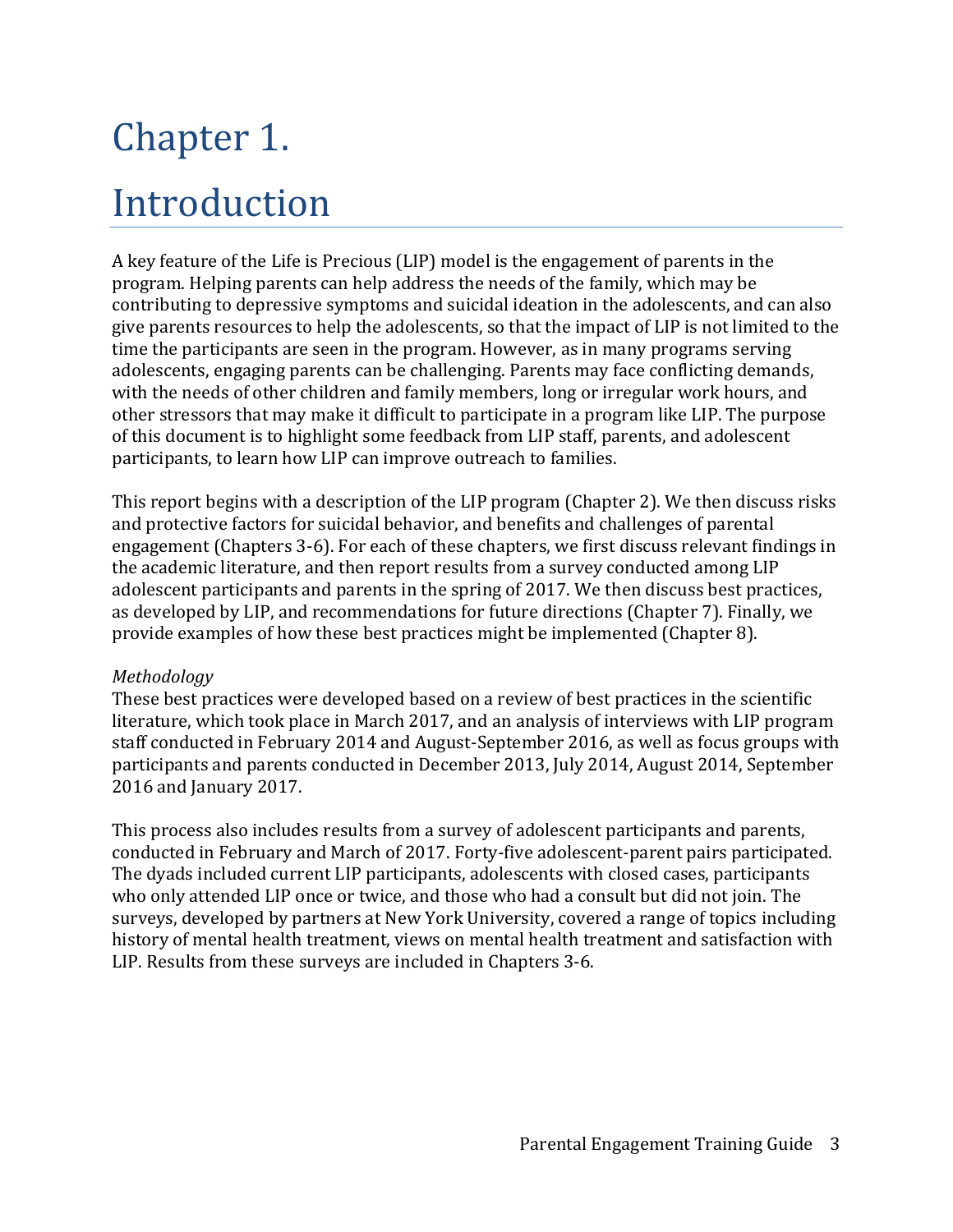# Chapter 1.

# Introduction

A key feature of the Life is Precious (LIP) model is the engagement of parents in the program. Helping parents can help address the needs of the family, which may be contributing to depressive symptoms and suicidal ideation in the adolescents, and can also give parents resources to help the adolescents, so that the impact of LIP is not limited to the time the participants are seen in the program. However, as in many programs serving adolescents, engaging parents can be challenging. Parents may face conflicting demands, with the needs of other children and family members, long or irregular work hours, and other stressors that may make it difficult to participate in a program like LIP. The purpose of this document is to highlight some feedback from LIP staff, parents, and adolescent participants, to learn how LIP can improve outreach to families.

This report begins with a description of the LIP program (Chapter 2). We then discuss risks and protective factors for suicidal behavior, and benefits and challenges of parental engagement (Chapters 3-6). For each of these chapters, we first discuss relevant findings in the academic literature, and then report results from a survey conducted among LIP adolescent participants and parents in the spring of 2017. We then discuss best practices, as developed by LIP, and recommendations for future directions (Chapter 7). Finally, we provide examples of how these best practices might be implemented (Chapter 8).

*Methodology*

These best practices were developed based on a review of best practices in the scientific literature, which took place in March 2017, and an analysis of interviews with LIP program staff conducted in February 2014 and August-September 2016, as well as focus groups with participants and parents conducted in December 2013, July 2014, August 2014, September 2016 and January 2017.

This process also includes results from a survey of adolescent participants and parents, conducted in February and March of 2017. Forty-five adolescent-parent pairs participated. The dyads included current LIP participants, adolescents with closed cases, participants who only attended LIP once or twice, and those who had a consult but did not join. The surveys, developed by partners at New York University, covered a range of topics including history of mental health treatment, views on mental health treatment and satisfaction with LIP. Results from these surveys are included in Chapters 3-6.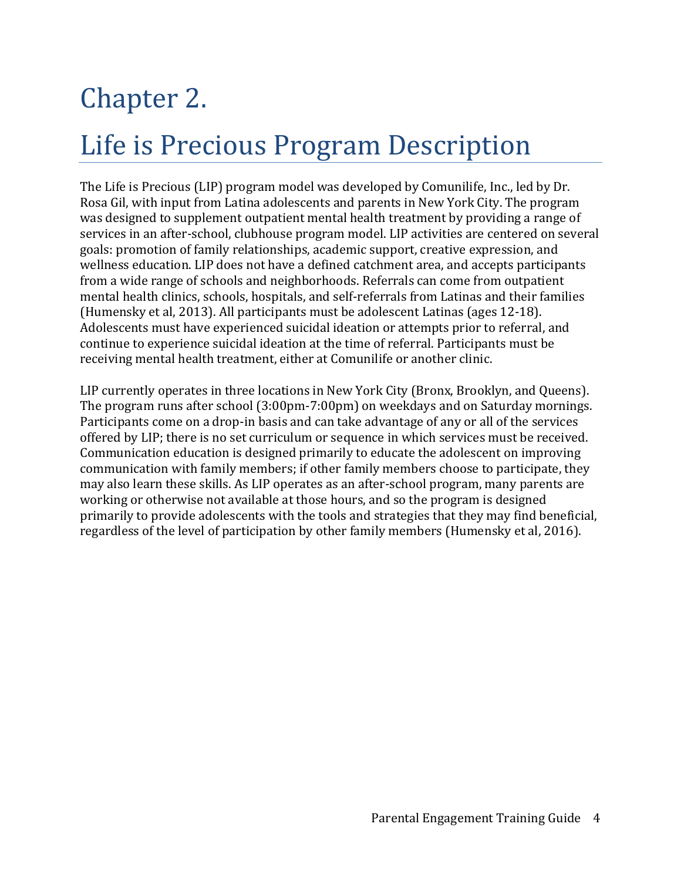# Chapter 2.

# Life is Precious Program Description

The Life is Precious (LIP) program model was developed by Comunilife, Inc., led by Dr. Rosa Gil, with input from Latina adolescents and parents in New York City. The program was designed to supplement outpatient mental health treatment by providing a range of services in an after-school, clubhouse program model. LIP activities are centered on several goals: promotion of family relationships, academic support, creative expression, and wellness education. LIP does not have a defined catchment area, and accepts participants from a wide range of schools and neighborhoods. Referrals can come from outpatient mental health clinics, schools, hospitals, and self-referrals from Latinas and their families (Humensky et al, 2013). All participants must be adolescent Latinas (ages 12-18). Adolescents must have experienced suicidal ideation or attempts prior to referral, and continue to experience suicidal ideation at the time of referral. Participants must be receiving mental health treatment, either at Comunilife or another clinic.

LIP currently operates in three locations in New York City (Bronx, Brooklyn, and Queens). The program runs after school (3:00pm-7:00pm) on weekdays and on Saturday mornings. Participants come on a drop-in basis and can take advantage of any or all of the services offered by LIP; there is no set curriculum or sequence in which services must be received. Communication education is designed primarily to educate the adolescent on improving communication with family members; if other family members choose to participate, they may also learn these skills. As LIP operates as an after-school program, many parents are working or otherwise not available at those hours, and so the program is designed primarily to provide adolescents with the tools and strategies that they may find beneficial, regardless of the level of participation by other family members (Humensky et al, 2016).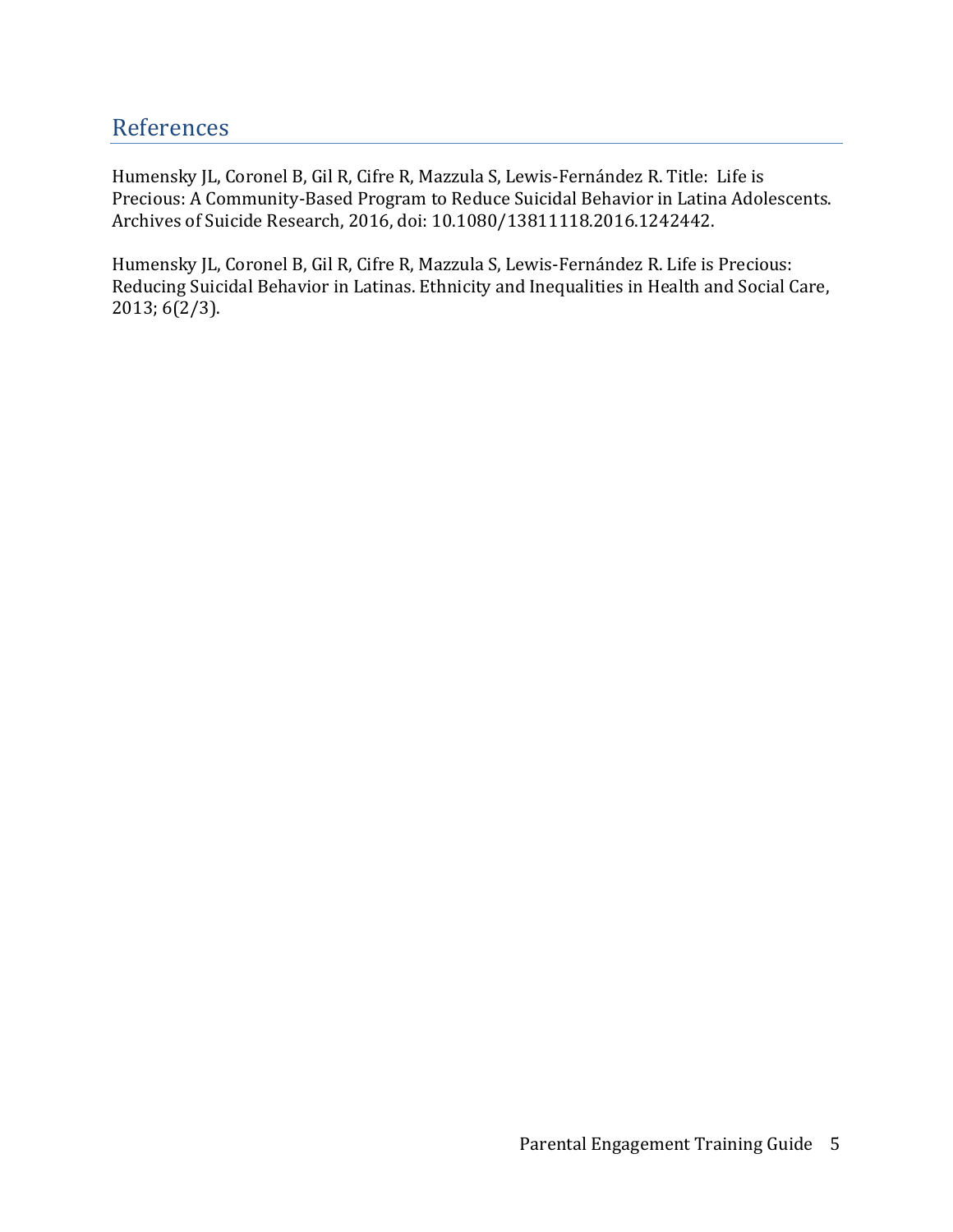## References

Humensky JL, Coronel B, Gil R, Cifre R, Mazzula S, Lewis-Fernández R. Title: Life is Precious: A Community-Based Program to Reduce Suicidal Behavior in Latina Adolescents. Archives of Suicide Research, 2016, doi: 10.1080/13811118.2016.1242442.

Humensky JL, Coronel B, Gil R, Cifre R, Mazzula S, Lewis-Fernández R. Life is Precious: Reducing Suicidal Behavior in Latinas. Ethnicity and Inequalities in Health and Social Care, 2013; 6(2/3).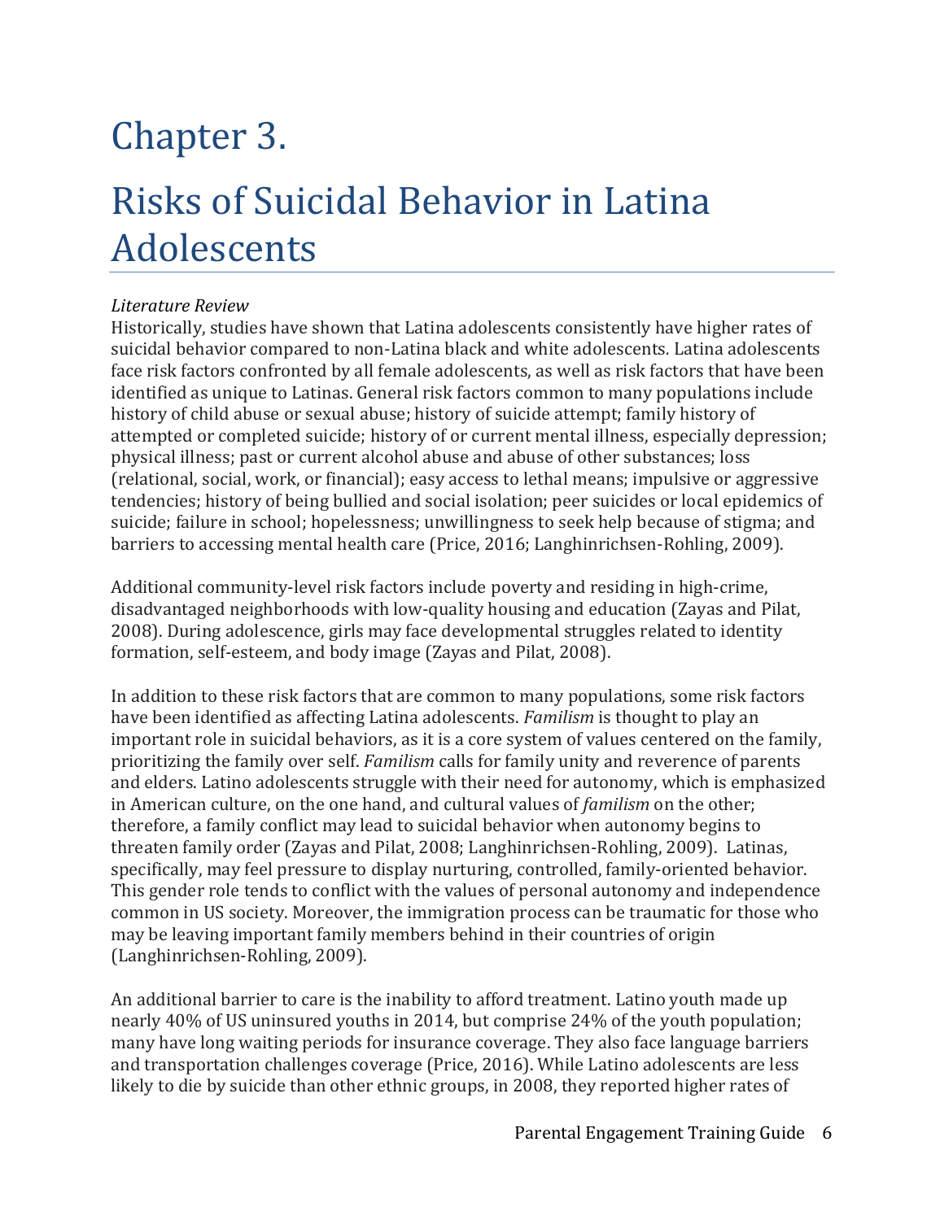# Chapter 3.

# Risks of Suicidal Behavior in Latina Adolescents

*Literature Review*

Historically, studies have shown that Latina adolescents consistently have higher rates of suicidal behavior compared to non-Latina black and white adolescents. Latina adolescents face risk factors confronted by all female adolescents, as well as risk factors that have been identified as unique to Latinas. General risk factors common to many populations include history of child abuse or sexual abuse; history of suicide attempt; family history of attempted or completed suicide; history of or current mental illness, especially depression; physical illness; past or current alcohol abuse and abuse of other substances; loss (relational, social, work, or financial); easy access to lethal means; impulsive or aggressive tendencies; history of being bullied and social isolation; peer suicides or local epidemics of suicide; failure in school; hopelessness; unwillingness to seek help because of stigma; and barriers to accessing mental health care (Price, 2016; Langhinrichsen-Rohling, 2009).

Additional community-level risk factors include poverty and residing in high-crime, disadvantaged neighborhoods with low-quality housing and education (Zayas and Pilat, 2008). During adolescence, girls may face developmental struggles related to identity formation, self-esteem, and body image (Zayas and Pilat, 2008).

In addition to these risk factors that are common to many populations, some risk factors have been identified as affecting Latina adolescents. *Familism* is thought to play an important role in suicidal behaviors, as it is a core system of values centered on the family, prioritizing the family over self. *Familism* calls for family unity and reverence of parents and elders. Latino adolescents struggle with their need for autonomy, which is emphasized in American culture, on the one hand, and cultural values of *familism* on the other; therefore, a family conflict may lead to suicidal behavior when autonomy begins to threaten family order (Zayas and Pilat, 2008; Langhinrichsen-Rohling, 2009). Latinas, specifically, may feel pressure to display nurturing, controlled, family-oriented behavior. This gender role tends to conflict with the values of personal autonomy and independence common in US society. Moreover, the immigration process can be traumatic for those who may be leaving important family members behind in their countries of origin (Langhinrichsen-Rohling, 2009).

An additional barrier to care is the inability to afford treatment. Latino youth made up nearly 40% of US uninsured youths in 2014, but comprise 24% of the youth population; many have long waiting periods for insurance coverage. They also face language barriers and transportation challenges coverage (Price, 2016). While Latino adolescents are less likely to die by suicide than other ethnic groups, in 2008, they reported higher rates of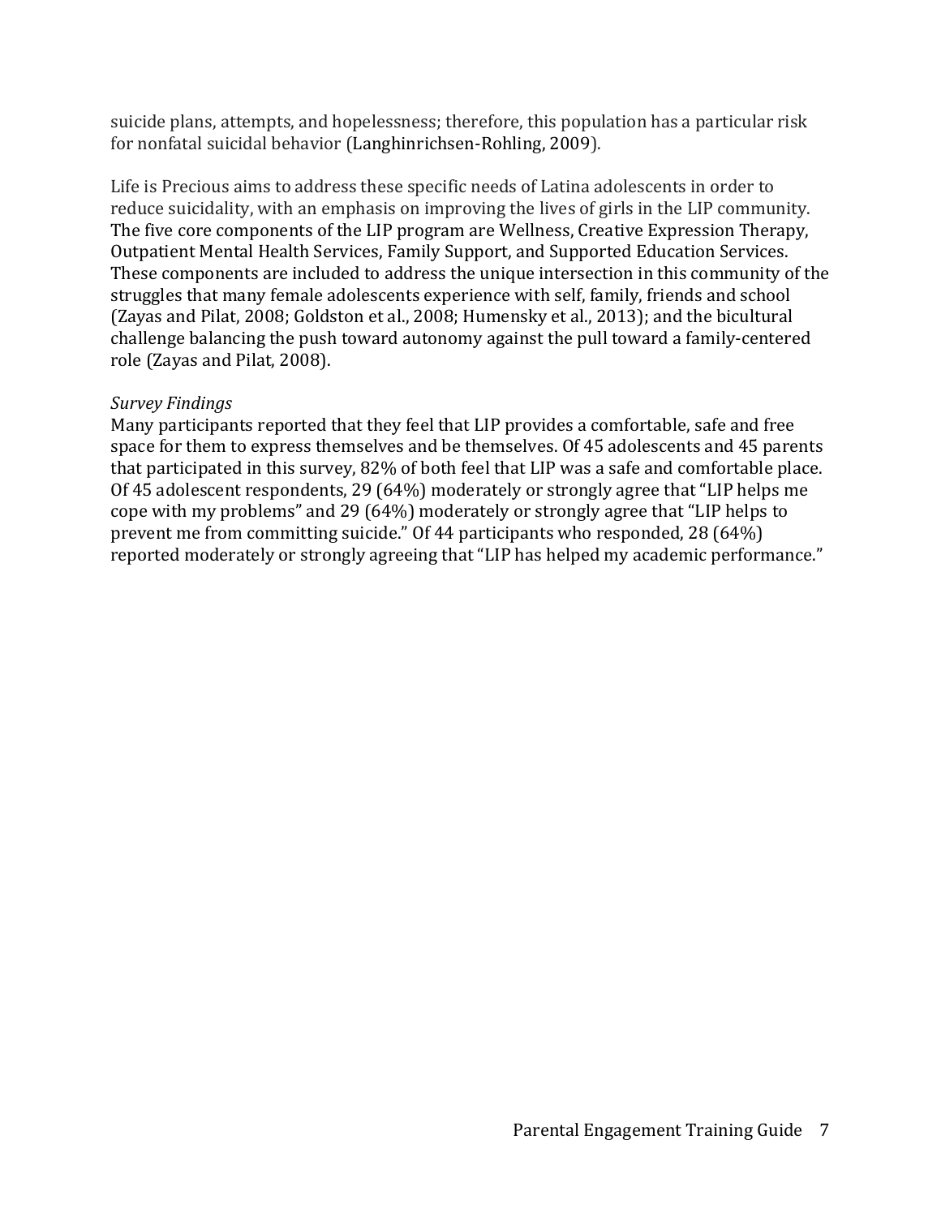suicide plans, attempts, and hopelessness; therefore, this population has a particular risk for nonfatal suicidal behavior (Langhinrichsen-Rohling, 2009).

Life is Precious aims to address these specific needs of Latina adolescents in order to reduce suicidality, with an emphasis on improving the lives of girls in the LIP community. The five core components of the LIP program are Wellness, Creative Expression Therapy, Outpatient Mental Health Services, Family Support, and Supported Education Services. These components are included to address the unique intersection in this community of the struggles that many female adolescents experience with self, family, friends and school (Zayas and Pilat, 2008; Goldston et al., 2008; Humensky et al., 2013); and the bicultural challenge balancing the push toward autonomy against the pull toward a family-centered role (Zayas and Pilat, 2008).

*Survey Findings*

Many participants reported that they feel that LIP provides a comfortable, safe and free space for them to express themselves and be themselves. Of 45 adolescents and 45 parents that participated in this survey, 82% of both feel that LIP was a safe and comfortable place. Of 45 adolescent respondents, 29 (64%) moderately or strongly agree that "LIP helps me cope with my problems" and 29 (64%) moderately or strongly agree that "LIP helps to prevent me from committing suicide." Of 44 participants who responded, 28 (64%) reported moderately or strongly agreeing that "LIP has helped my academic performance."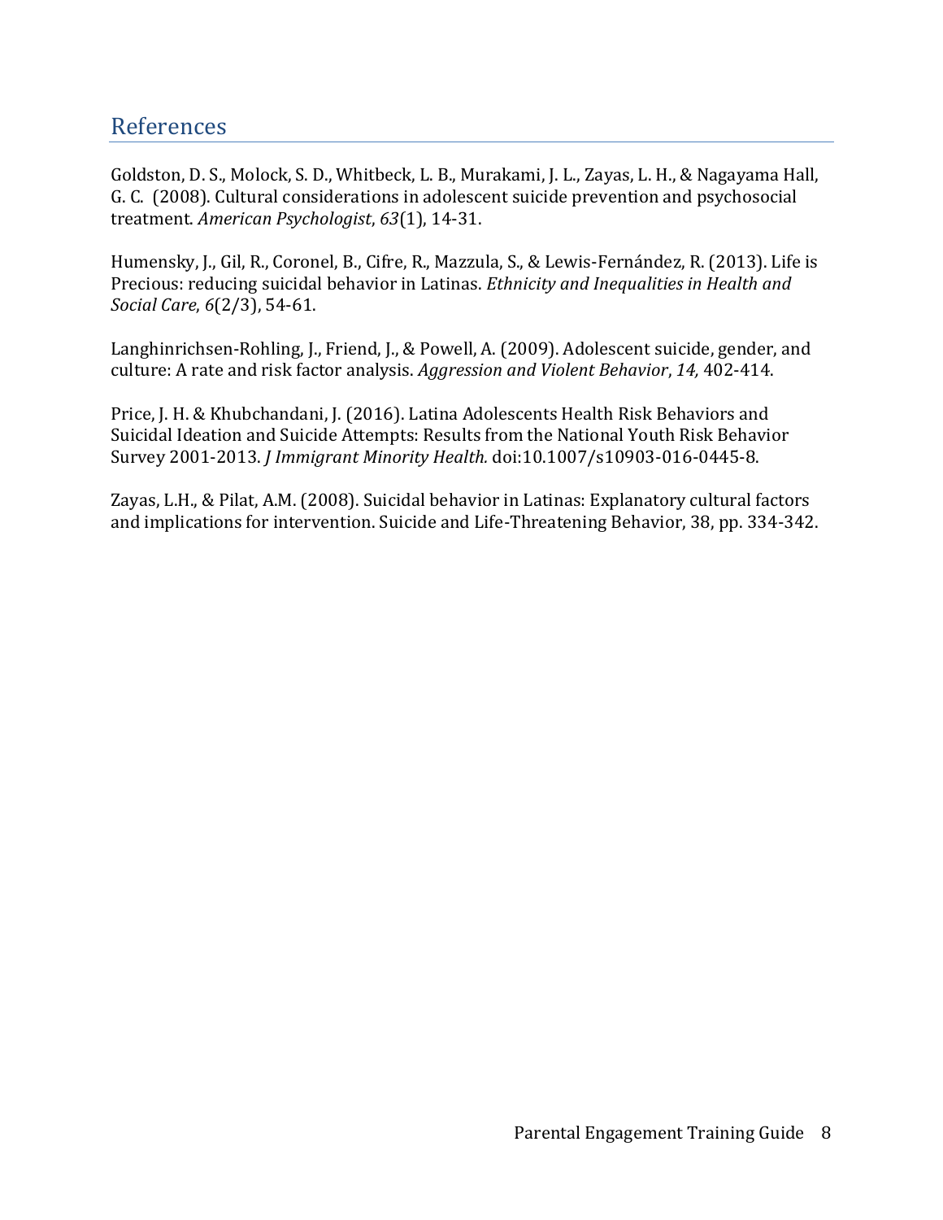## References

Goldston, D. S., Molock, S. D., Whitbeck, L. B., Murakami, J. L., Zayas, L. H., & Nagayama Hall, G. C. (2008). Cultural considerations in adolescent suicide prevention and psychosocial treatment. *American Psychologist*, *63*(1), 14-31.

Humensky, J., Gil, R., Coronel, B., Cifre, R., Mazzula, S., & Lewis-Fernández, R. (2013). Life is Precious: reducing suicidal behavior in Latinas. *Ethnicity and Inequalities in Health and Social Care*, *6*(2/3), 54-61.

Langhinrichsen-Rohling, J., Friend, J., & Powell, A. (2009). Adolescent suicide, gender, and culture: A rate and risk factor analysis. *Aggression and Violent Behavior*, *14,* 402-414.

Price, J. H. & Khubchandani, J. (2016). Latina Adolescents Health Risk Behaviors and Suicidal Ideation and Suicide Attempts: Results from the National Youth Risk Behavior Survey 2001-2013. *J Immigrant Minority Health.* doi:10.1007/s10903-016-0445-8.

Zayas, L.H., & Pilat, A.M. (2008). Suicidal behavior in Latinas: Explanatory cultural factors and implications for intervention. Suicide and Life-Threatening Behavior, 38, pp. 334-342.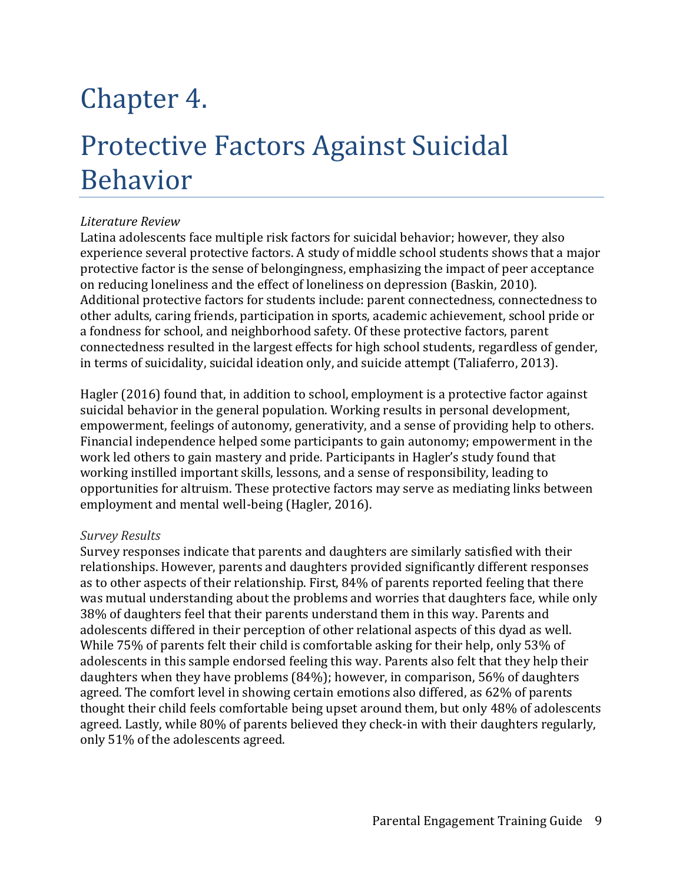# Chapter 4.

# Protective Factors Against Suicidal Behavior

*Literature Review*

Latina adolescents face multiple risk factors for suicidal behavior; however, they also experience several protective factors. A study of middle school students shows that a major protective factor is the sense of belongingness, emphasizing the impact of peer acceptance on reducing loneliness and the effect of loneliness on depression (Baskin, 2010). Additional protective factors for students include: parent connectedness, connectedness to other adults, caring friends, participation in sports, academic achievement, school pride or a fondness for school, and neighborhood safety. Of these protective factors, parent connectedness resulted in the largest effects for high school students, regardless of gender, in terms of suicidality, suicidal ideation only, and suicide attempt (Taliaferro, 2013).

Hagler (2016) found that, in addition to school, employment is a protective factor against suicidal behavior in the general population. Working results in personal development, empowerment, feelings of autonomy, generativity, and a sense of providing help to others. Financial independence helped some participants to gain autonomy; empowerment in the work led others to gain mastery and pride. Participants in Hagler's study found that working instilled important skills, lessons, and a sense of responsibility, leading to opportunities for altruism. These protective factors may serve as mediating links between employment and mental well-being (Hagler, 2016).

*Survey Results*

Survey responses indicate that parents and daughters are similarly satisfied with their relationships. However, parents and daughters provided significantly different responses as to other aspects of their relationship. First, 84% of parents reported feeling that there was mutual understanding about the problems and worries that daughters face, while only 38% of daughters feel that their parents understand them in this way. Parents and adolescents differed in their perception of other relational aspects of this dyad as well. While 75% of parents felt their child is comfortable asking for their help, only 53% of adolescents in this sample endorsed feeling this way. Parents also felt that they help their daughters when they have problems (84%); however, in comparison, 56% of daughters agreed. The comfort level in showing certain emotions also differed, as 62% of parents thought their child feels comfortable being upset around them, but only 48% of adolescents agreed. Lastly, while 80% of parents believed they check-in with their daughters regularly, only 51% of the adolescents agreed.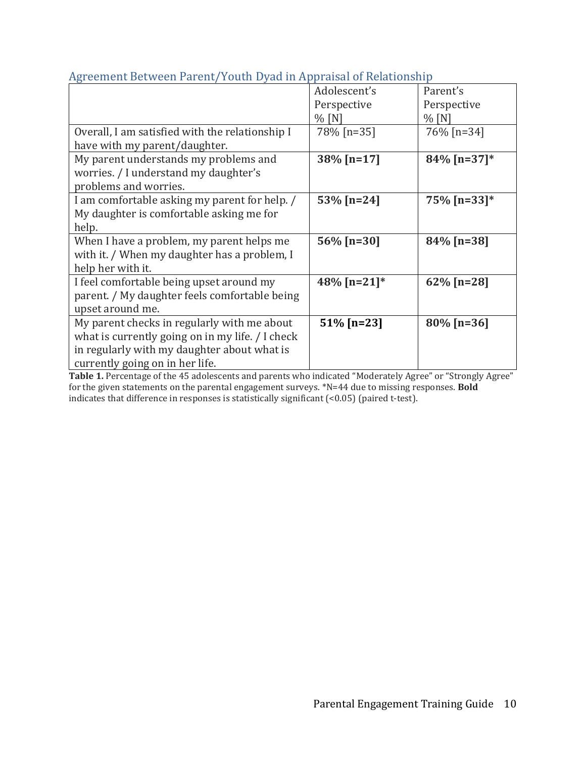## Agreement Between Parent/Youth Dyad in Appraisal of Relationship

| | Adolescent's Perspective % [N] | Parent's Perspective % [N] |
|---|---|---|
| Overall, I am satisfied with the relationship I have with my parent/daughter. | 78% [n=35] | 76% [n=34] |
| My parent understands my problems and worries. / I understand my daughter's problems and worries. | **38% [n=17]** | **84% [n=37]*** |
| I am comfortable asking my parent for help. / My daughter is comfortable asking me for help. | **53% [n=24]** | **75% [n=33]*** |
| When I have a problem, my parent helps me with it. / When my daughter has a problem, I help her with it. | **56% [n=30]** | **84% [n=38]** |
| I feel comfortable being upset around my parent. / My daughter feels comfortable being upset around me. | **48% [n=21]*** | **62% [n=28]** |
| My parent checks in regularly with me about what is currently going on in my life. / I check in regularly with my daughter about what is currently going on in her life. | **51% [n=23]** | **80% [n=36]** |

**Table 1.** Percentage of the 45 adolescents and parents who indicated "Moderately Agree" or "Strongly Agree" for the given statements on the parental engagement surveys. *N=44 due to missing responses. **Bold** indicates that difference in responses is statistically significant (<0.05) (paired t-test).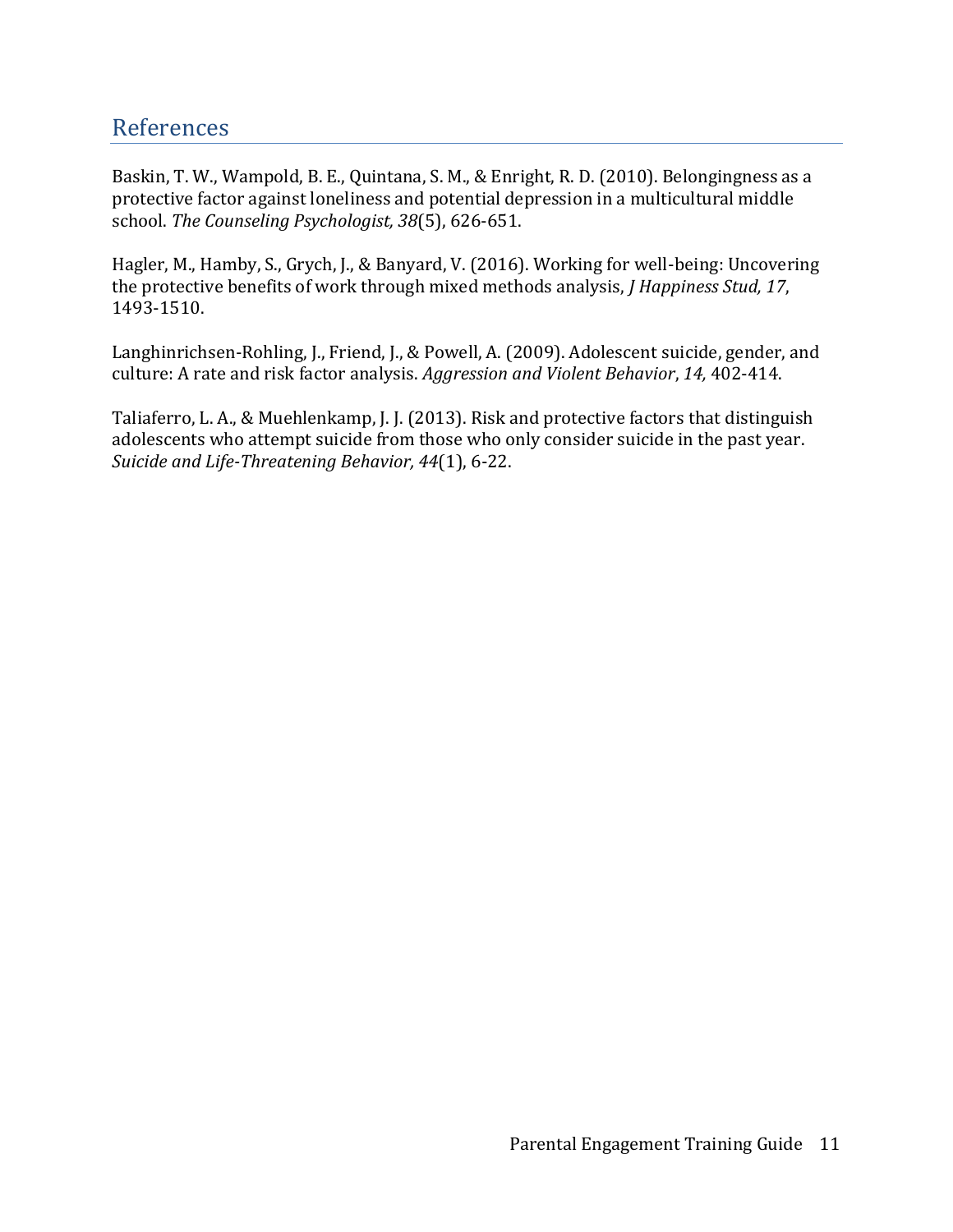## References

Baskin, T. W., Wampold, B. E., Quintana, S. M., & Enright, R. D. (2010). Belongingness as a protective factor against loneliness and potential depression in a multicultural middle school. *The Counseling Psychologist, 38*(5), 626-651.

Hagler, M., Hamby, S., Grych, J., & Banyard, V. (2016). Working for well-being: Uncovering the protective benefits of work through mixed methods analysis, *J Happiness Stud, 17*, 1493-1510.

Langhinrichsen-Rohling, J., Friend, J., & Powell, A. (2009). Adolescent suicide, gender, and culture: A rate and risk factor analysis. *Aggression and Violent Behavior*, *14,* 402-414.

Taliaferro, L. A., & Muehlenkamp, J. J. (2013). Risk and protective factors that distinguish adolescents who attempt suicide from those who only consider suicide in the past year. *Suicide and Life-Threatening Behavior, 44*(1), 6-22.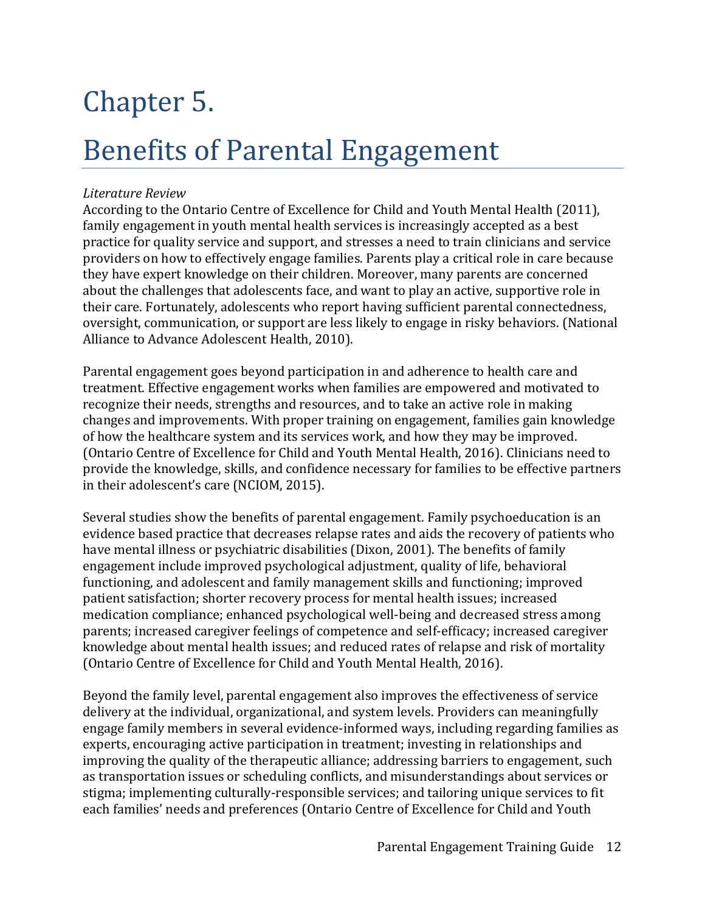# Chapter 5.

# Benefits of Parental Engagement

*Literature Review*

According to the Ontario Centre of Excellence for Child and Youth Mental Health (2011), family engagement in youth mental health services is increasingly accepted as a best practice for quality service and support, and stresses a need to train clinicians and service providers on how to effectively engage families. Parents play a critical role in care because they have expert knowledge on their children. Moreover, many parents are concerned about the challenges that adolescents face, and want to play an active, supportive role in their care. Fortunately, adolescents who report having sufficient parental connectedness, oversight, communication, or support are less likely to engage in risky behaviors. (National Alliance to Advance Adolescent Health, 2010).

Parental engagement goes beyond participation in and adherence to health care and treatment. Effective engagement works when families are empowered and motivated to recognize their needs, strengths and resources, and to take an active role in making changes and improvements. With proper training on engagement, families gain knowledge of how the healthcare system and its services work, and how they may be improved. (Ontario Centre of Excellence for Child and Youth Mental Health, 2016). Clinicians need to provide the knowledge, skills, and confidence necessary for families to be effective partners in their adolescent's care (NCIOM, 2015).

Several studies show the benefits of parental engagement. Family psychoeducation is an evidence based practice that decreases relapse rates and aids the recovery of patients who have mental illness or psychiatric disabilities (Dixon, 2001). The benefits of family engagement include improved psychological adjustment, quality of life, behavioral functioning, and adolescent and family management skills and functioning; improved patient satisfaction; shorter recovery process for mental health issues; increased medication compliance; enhanced psychological well-being and decreased stress among parents; increased caregiver feelings of competence and self-efficacy; increased caregiver knowledge about mental health issues; and reduced rates of relapse and risk of mortality (Ontario Centre of Excellence for Child and Youth Mental Health, 2016).

Beyond the family level, parental engagement also improves the effectiveness of service delivery at the individual, organizational, and system levels. Providers can meaningfully engage family members in several evidence-informed ways, including regarding families as experts, encouraging active participation in treatment; investing in relationships and improving the quality of the therapeutic alliance; addressing barriers to engagement, such as transportation issues or scheduling conflicts, and misunderstandings about services or stigma; implementing culturally-responsible services; and tailoring unique services to fit each families' needs and preferences (Ontario Centre of Excellence for Child and Youth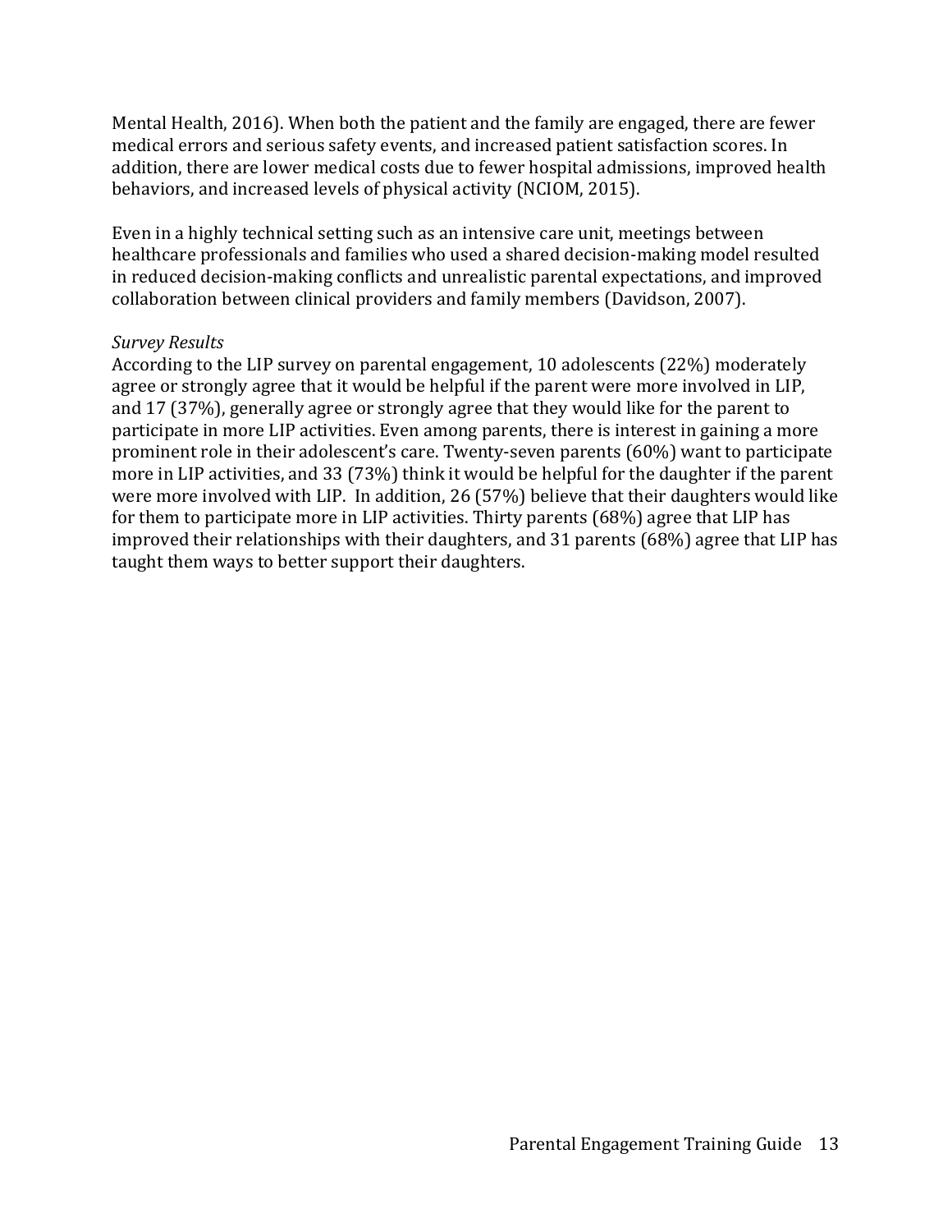Mental Health, 2016). When both the patient and the family are engaged, there are fewer medical errors and serious safety events, and increased patient satisfaction scores. In addition, there are lower medical costs due to fewer hospital admissions, improved health behaviors, and increased levels of physical activity (NCIOM, 2015).

Even in a highly technical setting such as an intensive care unit, meetings between healthcare professionals and families who used a shared decision-making model resulted in reduced decision-making conflicts and unrealistic parental expectations, and improved collaboration between clinical providers and family members (Davidson, 2007).

*Survey Results*

According to the LIP survey on parental engagement, 10 adolescents (22%) moderately agree or strongly agree that it would be helpful if the parent were more involved in LIP, and 17 (37%), generally agree or strongly agree that they would like for the parent to participate in more LIP activities. Even among parents, there is interest in gaining a more prominent role in their adolescent's care. Twenty-seven parents (60%) want to participate more in LIP activities, and 33 (73%) think it would be helpful for the daughter if the parent were more involved with LIP. In addition, 26 (57%) believe that their daughters would like for them to participate more in LIP activities. Thirty parents (68%) agree that LIP has improved their relationships with their daughters, and 31 parents (68%) agree that LIP has taught them ways to better support their daughters.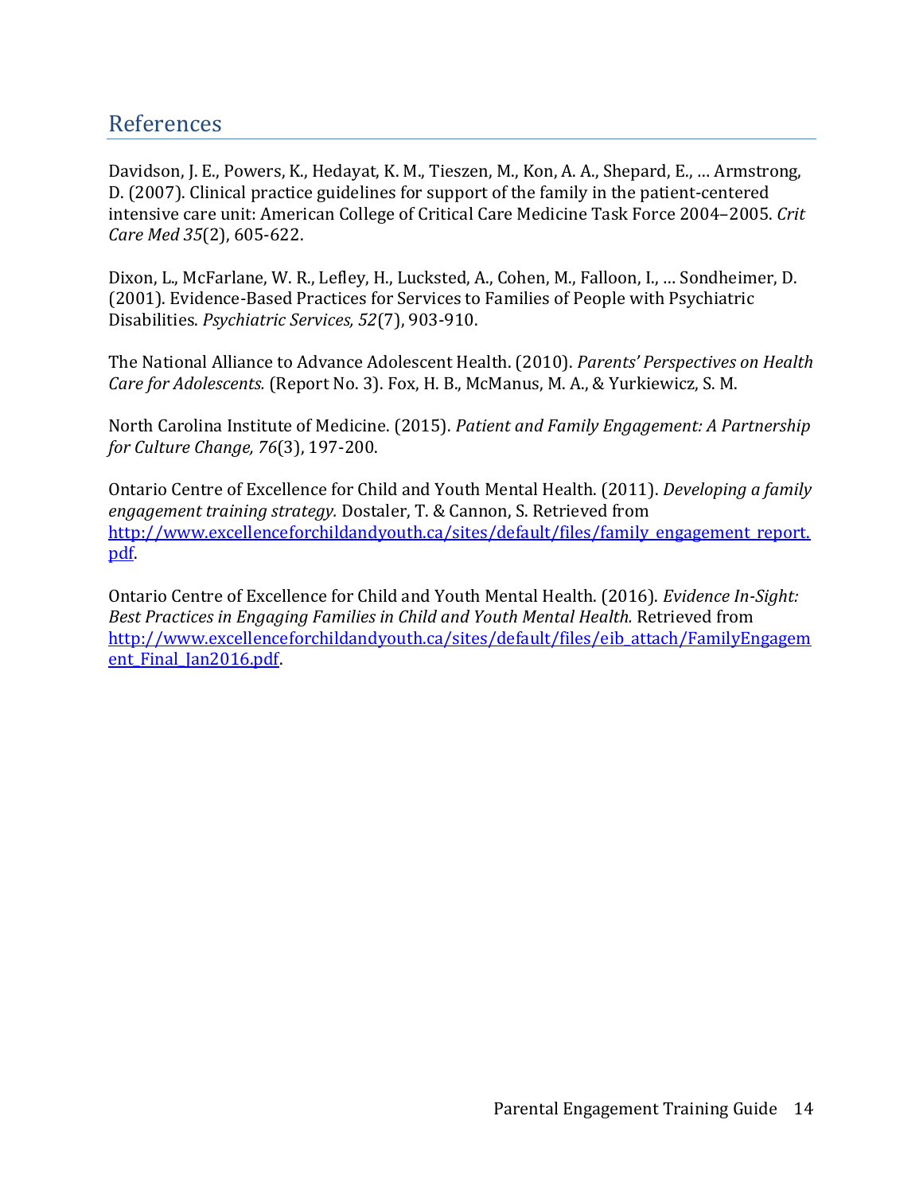## References

Davidson, J. E., Powers, K., Hedayat, K. M., Tieszen, M., Kon, A. A., Shepard, E., … Armstrong, D. (2007). Clinical practice guidelines for support of the family in the patient-centered intensive care unit: American College of Critical Care Medicine Task Force 2004–2005. *Crit Care Med 35*(2), 605-622.

Dixon, L., McFarlane, W. R., Lefley, H., Lucksted, A., Cohen, M., Falloon, I., … Sondheimer, D. (2001). Evidence-Based Practices for Services to Families of People with Psychiatric Disabilities. *Psychiatric Services, 52*(7), 903-910.

The National Alliance to Advance Adolescent Health. (2010). *Parents' Perspectives on Health Care for Adolescents.* (Report No. 3). Fox, H. B., McManus, M. A., & Yurkiewicz, S. M.

North Carolina Institute of Medicine. (2015). *Patient and Family Engagement: A Partnership for Culture Change, 76*(3), 197-200.

Ontario Centre of Excellence for Child and Youth Mental Health. (2011). *Developing a family engagement training strategy.* Dostaler, T. & Cannon, S. Retrieved from [http://www.excellenceforchildandyouth.ca/sites/default/files/family_engagement_report.pdf](http://www.excellenceforchildandyouth.ca/sites/default/files/family_engagement_report.pdf).

Ontario Centre of Excellence for Child and Youth Mental Health. (2016). *Evidence In-Sight: Best Practices in Engaging Families in Child and Youth Mental Health.* Retrieved from [http://www.excellenceforchildandyouth.ca/sites/default/files/eib_attach/FamilyEngagement_Final_Jan2016.pdf](http://www.excellenceforchildandyouth.ca/sites/default/files/eib_attach/FamilyEngagement_Final_Jan2016.pdf).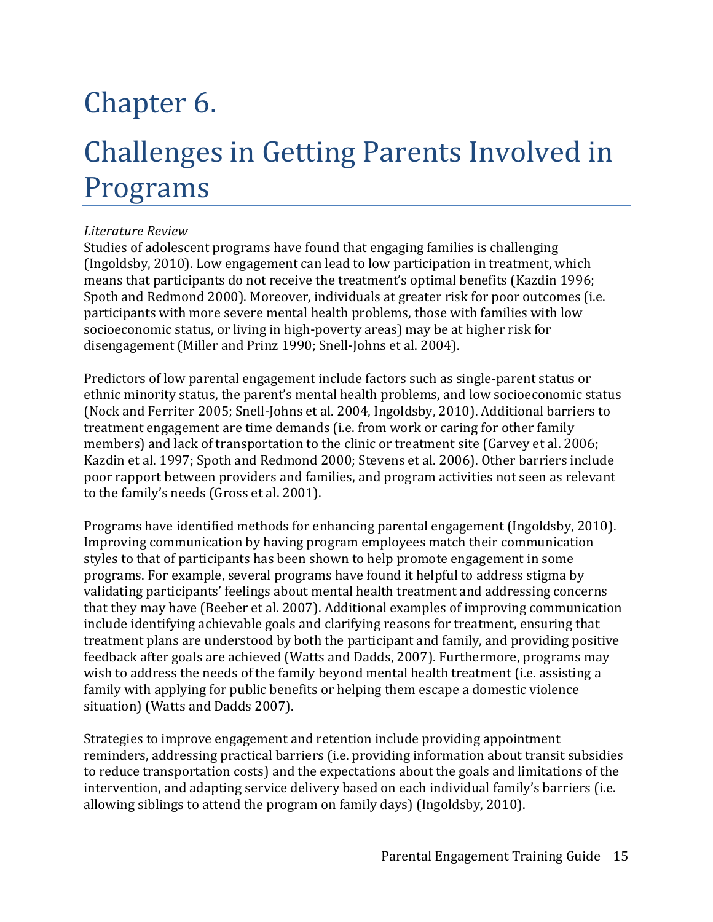# Chapter 6.

# Challenges in Getting Parents Involved in Programs

*Literature Review*

Studies of adolescent programs have found that engaging families is challenging (Ingoldsby, 2010). Low engagement can lead to low participation in treatment, which means that participants do not receive the treatment's optimal benefits (Kazdin 1996; Spoth and Redmond 2000). Moreover, individuals at greater risk for poor outcomes (i.e. participants with more severe mental health problems, those with families with low socioeconomic status, or living in high-poverty areas) may be at higher risk for disengagement (Miller and Prinz 1990; Snell-Johns et al. 2004).

Predictors of low parental engagement include factors such as single-parent status or ethnic minority status, the parent's mental health problems, and low socioeconomic status (Nock and Ferriter 2005; Snell-Johns et al. 2004, Ingoldsby, 2010). Additional barriers to treatment engagement are time demands (i.e. from work or caring for other family members) and lack of transportation to the clinic or treatment site (Garvey et al. 2006; Kazdin et al. 1997; Spoth and Redmond 2000; Stevens et al. 2006). Other barriers include poor rapport between providers and families, and program activities not seen as relevant to the family's needs (Gross et al. 2001).

Programs have identified methods for enhancing parental engagement (Ingoldsby, 2010). Improving communication by having program employees match their communication styles to that of participants has been shown to help promote engagement in some programs. For example, several programs have found it helpful to address stigma by validating participants' feelings about mental health treatment and addressing concerns that they may have (Beeber et al. 2007). Additional examples of improving communication include identifying achievable goals and clarifying reasons for treatment, ensuring that treatment plans are understood by both the participant and family, and providing positive feedback after goals are achieved (Watts and Dadds, 2007). Furthermore, programs may wish to address the needs of the family beyond mental health treatment (i.e. assisting a family with applying for public benefits or helping them escape a domestic violence situation) (Watts and Dadds 2007).

Strategies to improve engagement and retention include providing appointment reminders, addressing practical barriers (i.e. providing information about transit subsidies to reduce transportation costs) and the expectations about the goals and limitations of the intervention, and adapting service delivery based on each individual family's barriers (i.e. allowing siblings to attend the program on family days) (Ingoldsby, 2010).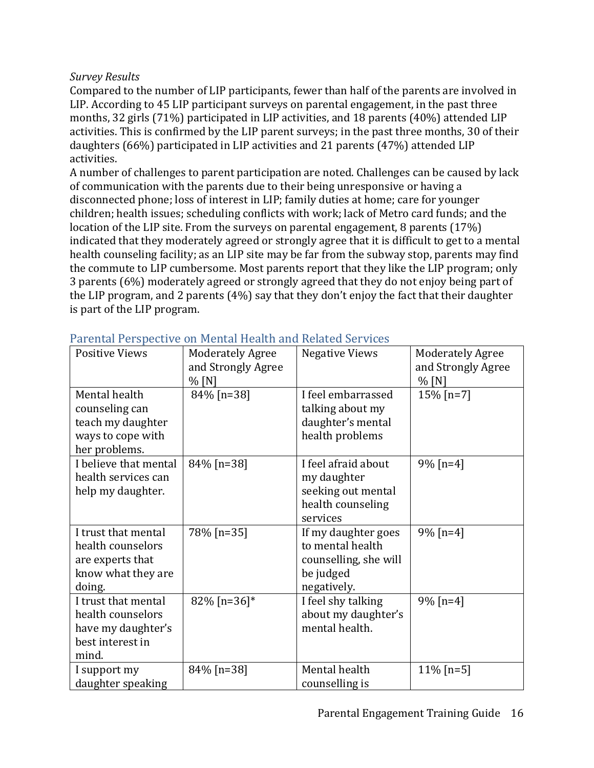*Survey Results*

Compared to the number of LIP participants, fewer than half of the parents are involved in LIP. According to 45 LIP participant surveys on parental engagement, in the past three months, 32 girls (71%) participated in LIP activities, and 18 parents (40%) attended LIP activities. This is confirmed by the LIP parent surveys; in the past three months, 30 of their daughters (66%) participated in LIP activities and 21 parents (47%) attended LIP activities.

A number of challenges to parent participation are noted. Challenges can be caused by lack of communication with the parents due to their being unresponsive or having a disconnected phone; loss of interest in LIP; family duties at home; care for younger children; health issues; scheduling conflicts with work; lack of Metro card funds; and the location of the LIP site. From the surveys on parental engagement, 8 parents (17%) indicated that they moderately agreed or strongly agree that it is difficult to get to a mental health counseling facility; as an LIP site may be far from the subway stop, parents may find the commute to LIP cumbersome. Most parents report that they like the LIP program; only 3 parents (6%) moderately agreed or strongly agreed that they do not enjoy being part of the LIP program, and 2 parents (4%) say that they don't enjoy the fact that their daughter is part of the LIP program.

## Parental Perspective on Mental Health and Related Services

| Positive Views | Moderately Agree and Strongly Agree % [N] | Negative Views | Moderately Agree and Strongly Agree % [N] |
|---|---|---|---|
| Mental health counseling can teach my daughter ways to cope with her problems. | 84% [n=38] | I feel embarrassed talking about my daughter's mental health problems | 15% [n=7] |
| I believe that mental health services can help my daughter. | 84% [n=38] | I feel afraid about my daughter seeking out mental health counseling services | 9% [n=4] |
| I trust that mental health counselors are experts that know what they are doing. | 78% [n=35] | If my daughter goes to mental health counselling, she will be judged negatively. | 9% [n=4] |
| I trust that mental health counselors have my daughter's best interest in mind. | 82% [n=36]* | I feel shy talking about my daughter's mental health. | 9% [n=4] |
| I support my daughter speaking | 84% [n=38] | Mental health counselling is | 11% [n=5] |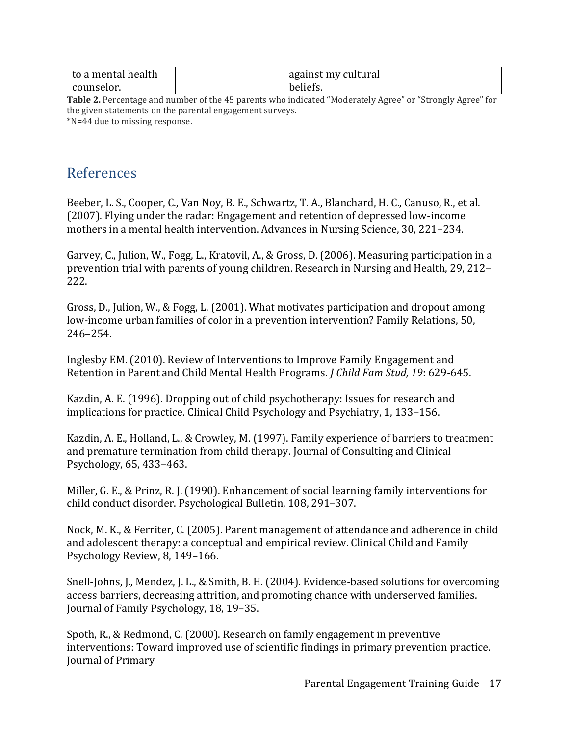| to a mental health counselor. | | against my cultural beliefs. | |
|---|---|---|---|

**Table 2.** Percentage and number of the 45 parents who indicated "Moderately Agree" or "Strongly Agree" for the given statements on the parental engagement surveys.
*N=44 due to missing response.

## References

Beeber, L. S., Cooper, C., Van Noy, B. E., Schwartz, T. A., Blanchard, H. C., Canuso, R., et al. (2007). Flying under the radar: Engagement and retention of depressed low-income mothers in a mental health intervention. Advances in Nursing Science, 30, 221–234.

Garvey, C., Julion, W., Fogg, L., Kratovil, A., & Gross, D. (2006). Measuring participation in a prevention trial with parents of young children. Research in Nursing and Health, 29, 212–222.

Gross, D., Julion, W., & Fogg, L. (2001). What motivates participation and dropout among low-income urban families of color in a prevention intervention? Family Relations, 50, 246–254.

Inglesby EM. (2010). Review of Interventions to Improve Family Engagement and Retention in Parent and Child Mental Health Programs. *J Child Fam Stud, 19*: 629-645.

Kazdin, A. E. (1996). Dropping out of child psychotherapy: Issues for research and implications for practice. Clinical Child Psychology and Psychiatry, 1, 133–156.

Kazdin, A. E., Holland, L., & Crowley, M. (1997). Family experience of barriers to treatment and premature termination from child therapy. Journal of Consulting and Clinical Psychology, 65, 433–463.

Miller, G. E., & Prinz, R. J. (1990). Enhancement of social learning family interventions for child conduct disorder. Psychological Bulletin, 108, 291–307.

Nock, M. K., & Ferriter, C. (2005). Parent management of attendance and adherence in child and adolescent therapy: a conceptual and empirical review. Clinical Child and Family Psychology Review, 8, 149–166.

Snell-Johns, J., Mendez, J. L., & Smith, B. H. (2004). Evidence-based solutions for overcoming access barriers, decreasing attrition, and promoting chance with underserved families. Journal of Family Psychology, 18, 19–35.

Spoth, R., & Redmond, C. (2000). Research on family engagement in preventive interventions: Toward improved use of scientific findings in primary prevention practice. Journal of Primary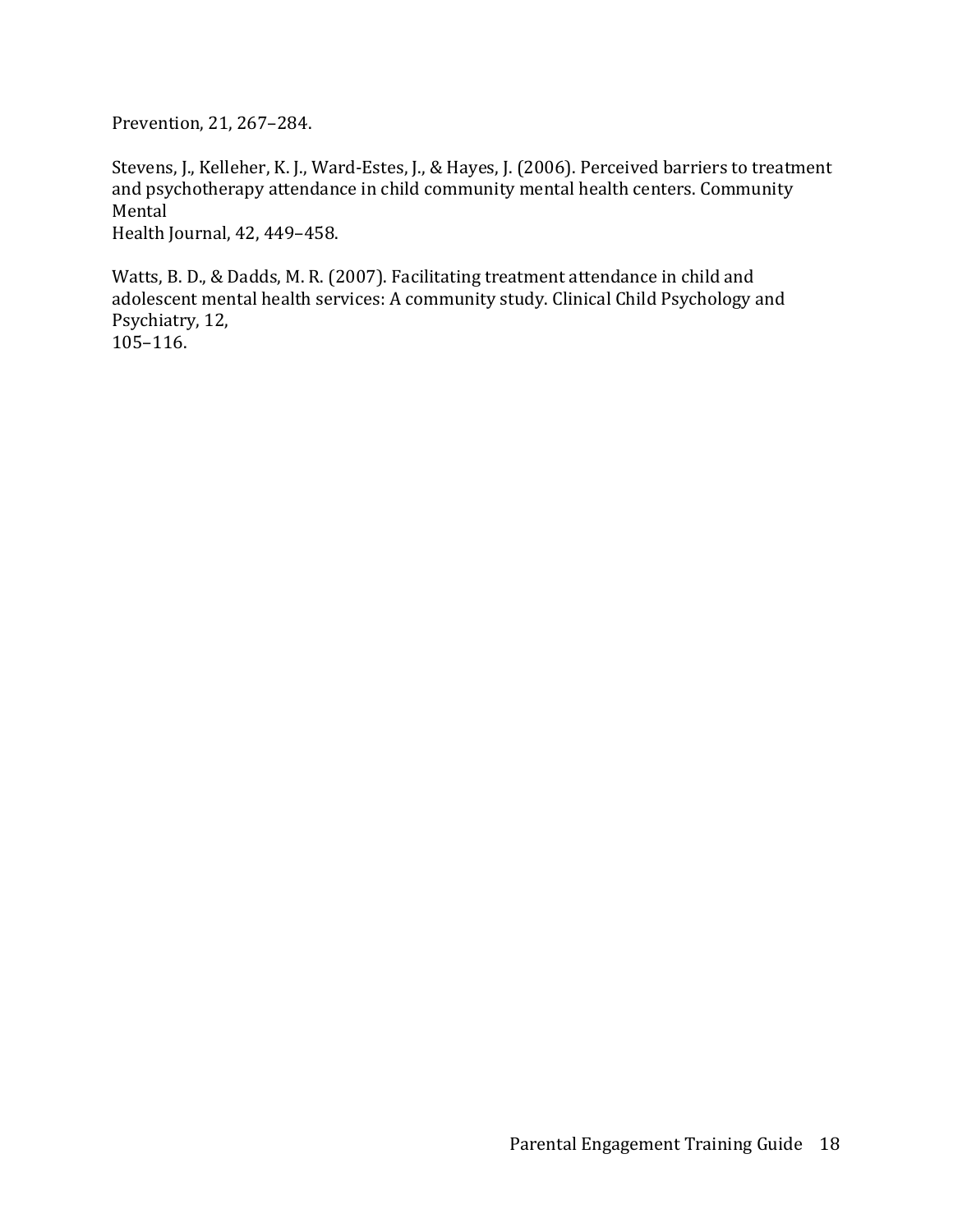Prevention, 21, 267–284.

Stevens, J., Kelleher, K. J., Ward-Estes, J., & Hayes, J. (2006). Perceived barriers to treatment and psychotherapy attendance in child community mental health centers. Community Mental Health Journal, 42, 449–458.

Watts, B. D., & Dadds, M. R. (2007). Facilitating treatment attendance in child and adolescent mental health services: A community study. Clinical Child Psychology and Psychiatry, 12, 105–116.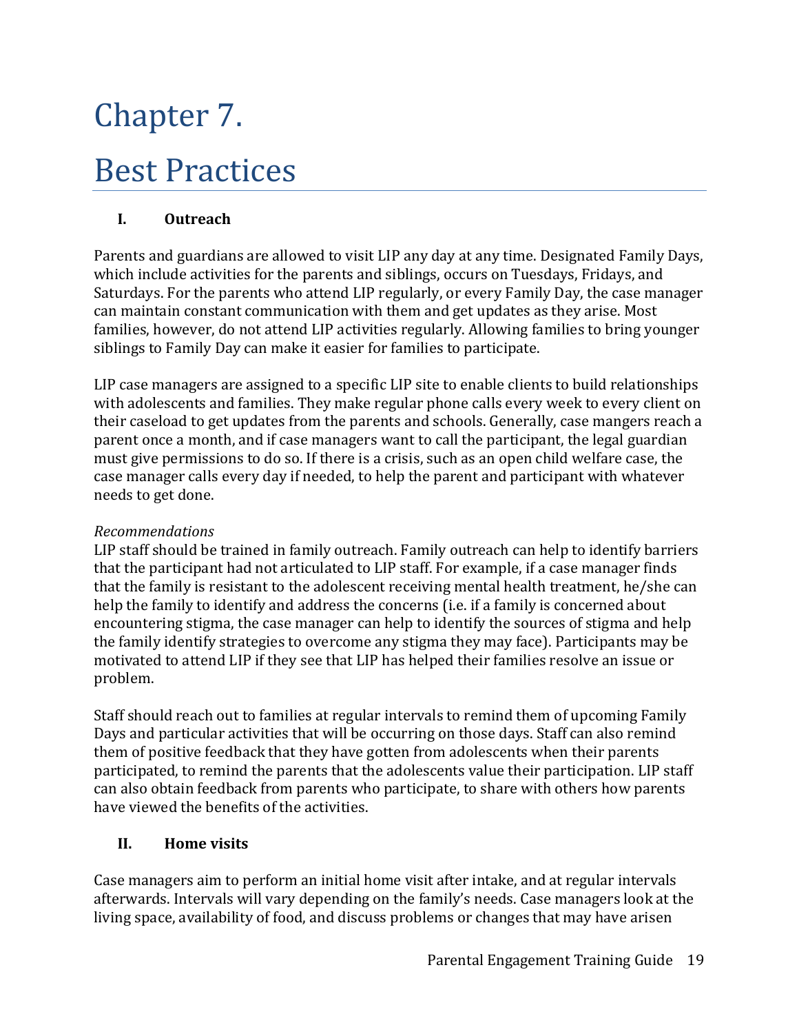# Chapter 7.

# Best Practices

## I. Outreach

Parents and guardians are allowed to visit LIP any day at any time. Designated Family Days, which include activities for the parents and siblings, occurs on Tuesdays, Fridays, and Saturdays. For the parents who attend LIP regularly, or every Family Day, the case manager can maintain constant communication with them and get updates as they arise. Most families, however, do not attend LIP activities regularly. Allowing families to bring younger siblings to Family Day can make it easier for families to participate.

LIP case managers are assigned to a specific LIP site to enable clients to build relationships with adolescents and families. They make regular phone calls every week to every client on their caseload to get updates from the parents and schools. Generally, case mangers reach a parent once a month, and if case managers want to call the participant, the legal guardian must give permissions to do so. If there is a crisis, such as an open child welfare case, the case manager calls every day if needed, to help the parent and participant with whatever needs to get done.

*Recommendations*
LIP staff should be trained in family outreach. Family outreach can help to identify barriers that the participant had not articulated to LIP staff. For example, if a case manager finds that the family is resistant to the adolescent receiving mental health treatment, he/she can help the family to identify and address the concerns (i.e. if a family is concerned about encountering stigma, the case manager can help to identify the sources of stigma and help the family identify strategies to overcome any stigma they may face). Participants may be motivated to attend LIP if they see that LIP has helped their families resolve an issue or problem.

Staff should reach out to families at regular intervals to remind them of upcoming Family Days and particular activities that will be occurring on those days. Staff can also remind them of positive feedback that they have gotten from adolescents when their parents participated, to remind the parents that the adolescents value their participation. LIP staff can also obtain feedback from parents who participate, to share with others how parents have viewed the benefits of the activities.

## II. Home visits

Case managers aim to perform an initial home visit after intake, and at regular intervals afterwards. Intervals will vary depending on the family's needs. Case managers look at the living space, availability of food, and discuss problems or changes that may have arisen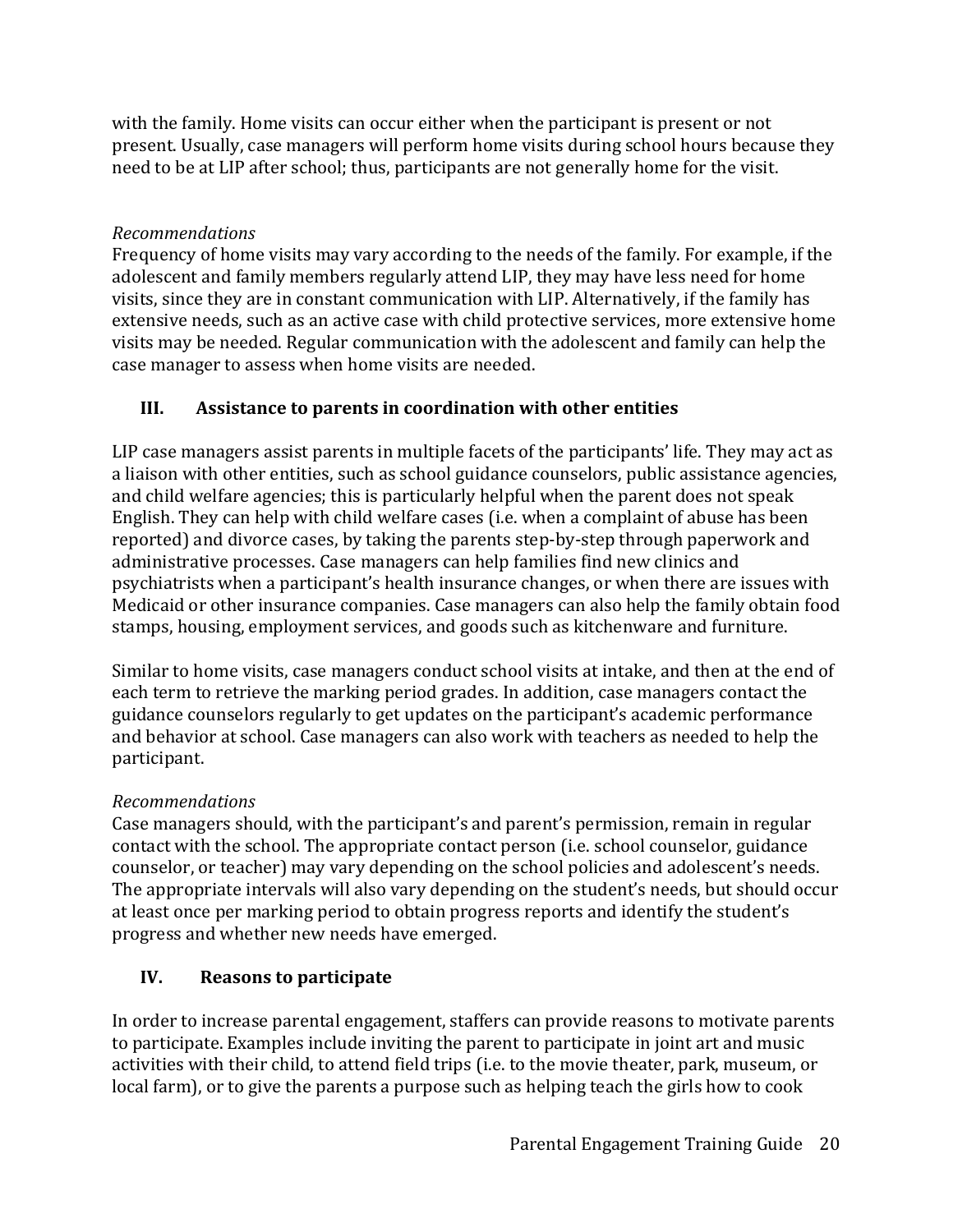with the family. Home visits can occur either when the participant is present or not present. Usually, case managers will perform home visits during school hours because they need to be at LIP after school; thus, participants are not generally home for the visit.

*Recommendations*
Frequency of home visits may vary according to the needs of the family. For example, if the adolescent and family members regularly attend LIP, they may have less need for home visits, since they are in constant communication with LIP. Alternatively, if the family has extensive needs, such as an active case with child protective services, more extensive home visits may be needed. Regular communication with the adolescent and family can help the case manager to assess when home visits are needed.

### III. Assistance to parents in coordination with other entities

LIP case managers assist parents in multiple facets of the participants' life. They may act as a liaison with other entities, such as school guidance counselors, public assistance agencies, and child welfare agencies; this is particularly helpful when the parent does not speak English. They can help with child welfare cases (i.e. when a complaint of abuse has been reported) and divorce cases, by taking the parents step-by-step through paperwork and administrative processes. Case managers can help families find new clinics and psychiatrists when a participant's health insurance changes, or when there are issues with Medicaid or other insurance companies. Case managers can also help the family obtain food stamps, housing, employment services, and goods such as kitchenware and furniture.

Similar to home visits, case managers conduct school visits at intake, and then at the end of each term to retrieve the marking period grades. In addition, case managers contact the guidance counselors regularly to get updates on the participant's academic performance and behavior at school. Case managers can also work with teachers as needed to help the participant.

*Recommendations*
Case managers should, with the participant's and parent's permission, remain in regular contact with the school. The appropriate contact person (i.e. school counselor, guidance counselor, or teacher) may vary depending on the school policies and adolescent's needs. The appropriate intervals will also vary depending on the student's needs, but should occur at least once per marking period to obtain progress reports and identify the student's progress and whether new needs have emerged.

### IV. Reasons to participate

In order to increase parental engagement, staffers can provide reasons to motivate parents to participate. Examples include inviting the parent to participate in joint art and music activities with their child, to attend field trips (i.e. to the movie theater, park, museum, or local farm), or to give the parents a purpose such as helping teach the girls how to cook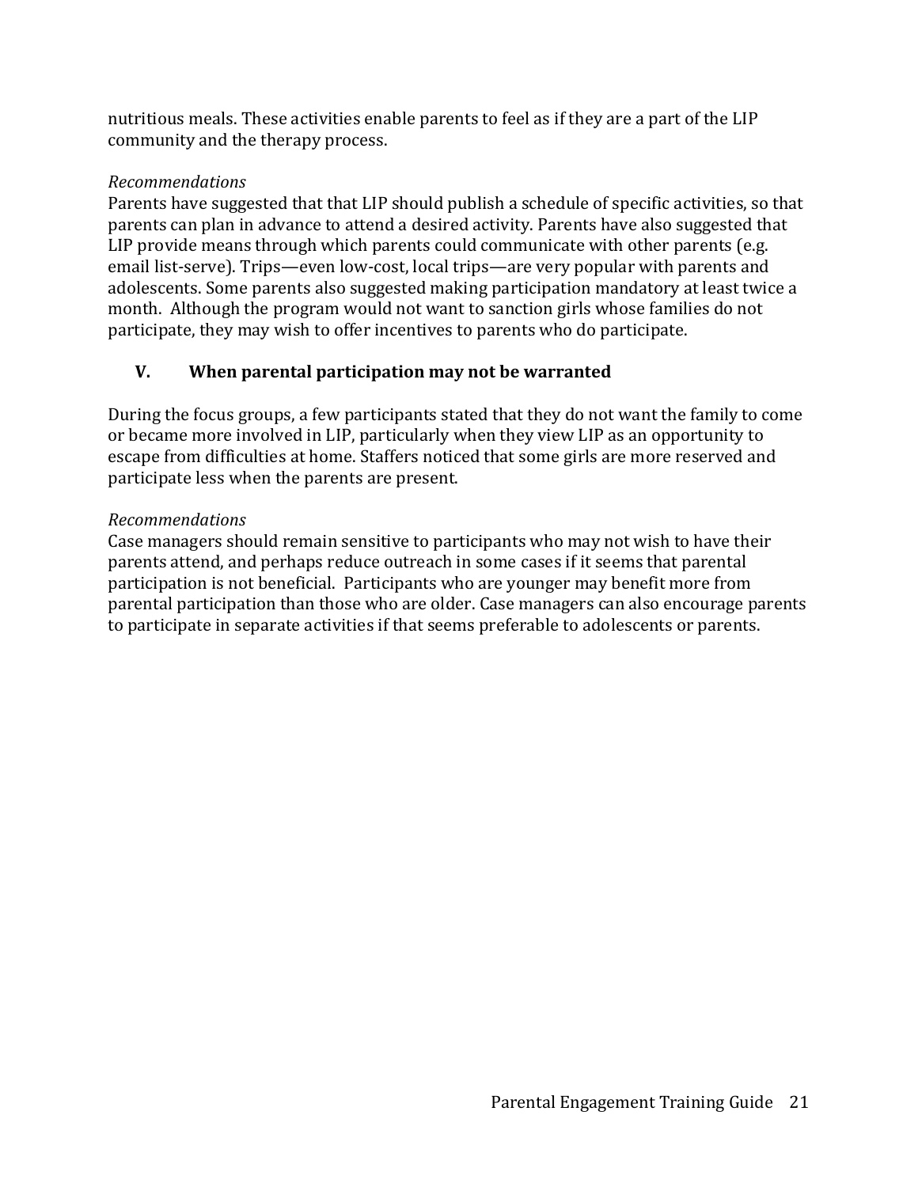nutritious meals. These activities enable parents to feel as if they are a part of the LIP community and the therapy process.

*Recommendations*
Parents have suggested that that LIP should publish a schedule of specific activities, so that parents can plan in advance to attend a desired activity. Parents have also suggested that LIP provide means through which parents could communicate with other parents (e.g. email list-serve). Trips—even low-cost, local trips—are very popular with parents and adolescents. Some parents also suggested making participation mandatory at least twice a month. Although the program would not want to sanction girls whose families do not participate, they may wish to offer incentives to parents who do participate.

## V. When parental participation may not be warranted

During the focus groups, a few participants stated that they do not want the family to come or became more involved in LIP, particularly when they view LIP as an opportunity to escape from difficulties at home. Staffers noticed that some girls are more reserved and participate less when the parents are present.

*Recommendations*
Case managers should remain sensitive to participants who may not wish to have their parents attend, and perhaps reduce outreach in some cases if it seems that parental participation is not beneficial. Participants who are younger may benefit more from parental participation than those who are older. Case managers can also encourage parents to participate in separate activities if that seems preferable to adolescents or parents.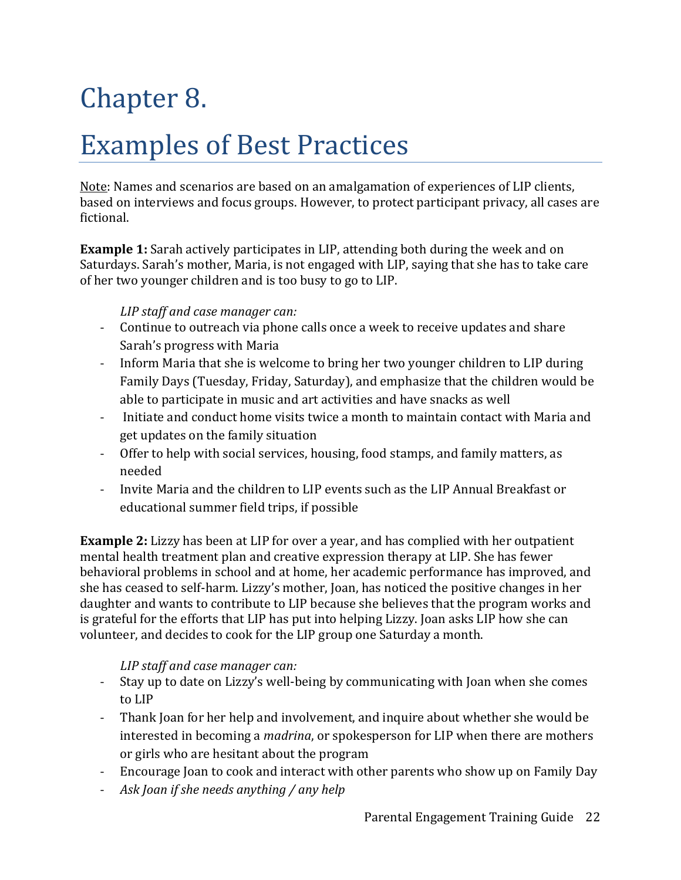# Chapter 8.

# Examples of Best Practices

Note: Names and scenarios are based on an amalgamation of experiences of LIP clients, based on interviews and focus groups. However, to protect participant privacy, all cases are fictional.

**Example 1:** Sarah actively participates in LIP, attending both during the week and on Saturdays. Sarah's mother, Maria, is not engaged with LIP, saying that she has to take care of her two younger children and is too busy to go to LIP.

*LIP staff and case manager can:*

- Continue to outreach via phone calls once a week to receive updates and share Sarah's progress with Maria
- Inform Maria that she is welcome to bring her two younger children to LIP during Family Days (Tuesday, Friday, Saturday), and emphasize that the children would be able to participate in music and art activities and have snacks as well
- Initiate and conduct home visits twice a month to maintain contact with Maria and get updates on the family situation
- Offer to help with social services, housing, food stamps, and family matters, as needed
- Invite Maria and the children to LIP events such as the LIP Annual Breakfast or educational summer field trips, if possible

**Example 2:** Lizzy has been at LIP for over a year, and has complied with her outpatient mental health treatment plan and creative expression therapy at LIP. She has fewer behavioral problems in school and at home, her academic performance has improved, and she has ceased to self-harm. Lizzy's mother, Joan, has noticed the positive changes in her daughter and wants to contribute to LIP because she believes that the program works and is grateful for the efforts that LIP has put into helping Lizzy. Joan asks LIP how she can volunteer, and decides to cook for the LIP group one Saturday a month.

*LIP staff and case manager can:*

- Stay up to date on Lizzy's well-being by communicating with Joan when she comes to LIP
- Thank Joan for her help and involvement, and inquire about whether she would be interested in becoming a *madrina*, or spokesperson for LIP when there are mothers or girls who are hesitant about the program
- Encourage Joan to cook and interact with other parents who show up on Family Day
- *Ask Joan if she needs anything / any help*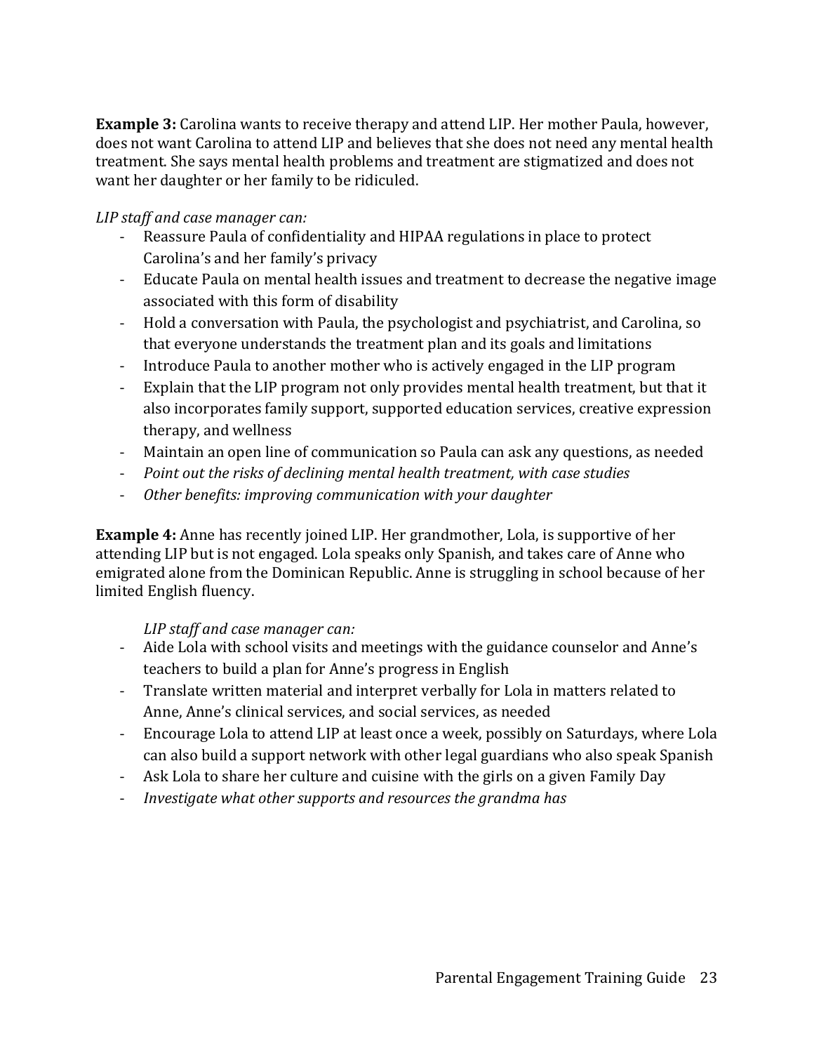**Example 3:** Carolina wants to receive therapy and attend LIP. Her mother Paula, however, does not want Carolina to attend LIP and believes that she does not need any mental health treatment. She says mental health problems and treatment are stigmatized and does not want her daughter or her family to be ridiculed.

*LIP staff and case manager can:*

- Reassure Paula of confidentiality and HIPAA regulations in place to protect Carolina's and her family's privacy
- Educate Paula on mental health issues and treatment to decrease the negative image associated with this form of disability
- Hold a conversation with Paula, the psychologist and psychiatrist, and Carolina, so that everyone understands the treatment plan and its goals and limitations
- Introduce Paula to another mother who is actively engaged in the LIP program
- Explain that the LIP program not only provides mental health treatment, but that it also incorporates family support, supported education services, creative expression therapy, and wellness
- Maintain an open line of communication so Paula can ask any questions, as needed
- *Point out the risks of declining mental health treatment, with case studies*
- *Other benefits: improving communication with your daughter*

**Example 4:** Anne has recently joined LIP. Her grandmother, Lola, is supportive of her attending LIP but is not engaged. Lola speaks only Spanish, and takes care of Anne who emigrated alone from the Dominican Republic. Anne is struggling in school because of her limited English fluency.

*LIP staff and case manager can:*

- Aide Lola with school visits and meetings with the guidance counselor and Anne's teachers to build a plan for Anne's progress in English
- Translate written material and interpret verbally for Lola in matters related to Anne, Anne's clinical services, and social services, as needed
- Encourage Lola to attend LIP at least once a week, possibly on Saturdays, where Lola can also build a support network with other legal guardians who also speak Spanish
- Ask Lola to share her culture and cuisine with the girls on a given Family Day
- *Investigate what other supports and resources the grandma has*